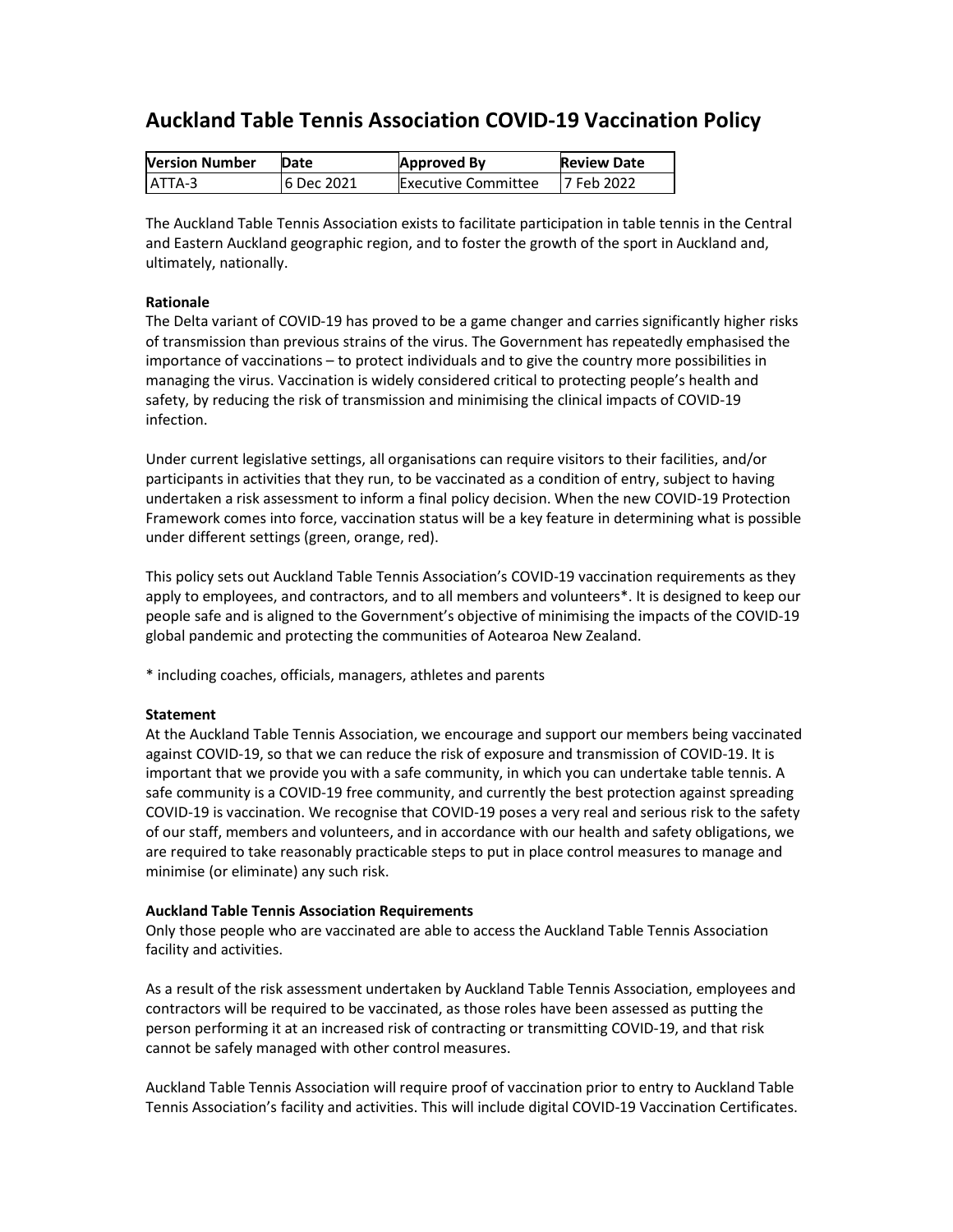# Auckland Table Tennis Association COVID-19 Vaccination Policy

| Version Number | Date | Approved By | Review Date |
|---|---|---|---|
| ATTA-3 | 6 Dec 2021 | Executive Committee | 7 Feb 2022 |

The Auckland Table Tennis Association exists to facilitate participation in table tennis in the Central and Eastern Auckland geographic region, and to foster the growth of the sport in Auckland and, ultimately, nationally.

**Rationale**

The Delta variant of COVID-19 has proved to be a game changer and carries significantly higher risks of transmission than previous strains of the virus. The Government has repeatedly emphasised the importance of vaccinations – to protect individuals and to give the country more possibilities in managing the virus. Vaccination is widely considered critical to protecting people's health and safety, by reducing the risk of transmission and minimising the clinical impacts of COVID-19 infection.

Under current legislative settings, all organisations can require visitors to their facilities, and/or participants in activities that they run, to be vaccinated as a condition of entry, subject to having undertaken a risk assessment to inform a final policy decision. When the new COVID-19 Protection Framework comes into force, vaccination status will be a key feature in determining what is possible under different settings (green, orange, red).

This policy sets out Auckland Table Tennis Association's COVID-19 vaccination requirements as they apply to employees, and contractors, and to all members and volunteers*. It is designed to keep our people safe and is aligned to the Government's objective of minimising the impacts of the COVID-19 global pandemic and protecting the communities of Aotearoa New Zealand.

* including coaches, officials, managers, athletes and parents

**Statement**

At the Auckland Table Tennis Association, we encourage and support our members being vaccinated against COVID-19, so that we can reduce the risk of exposure and transmission of COVID-19. It is important that we provide you with a safe community, in which you can undertake table tennis. A safe community is a COVID-19 free community, and currently the best protection against spreading COVID-19 is vaccination. We recognise that COVID-19 poses a very real and serious risk to the safety of our staff, members and volunteers, and in accordance with our health and safety obligations, we are required to take reasonably practicable steps to put in place control measures to manage and minimise (or eliminate) any such risk.

**Auckland Table Tennis Association Requirements**

Only those people who are vaccinated are able to access the Auckland Table Tennis Association facility and activities.

As a result of the risk assessment undertaken by Auckland Table Tennis Association, employees and contractors will be required to be vaccinated, as those roles have been assessed as putting the person performing it at an increased risk of contracting or transmitting COVID-19, and that risk cannot be safely managed with other control measures.

Auckland Table Tennis Association will require proof of vaccination prior to entry to Auckland Table Tennis Association's facility and activities. This will include digital COVID-19 Vaccination Certificates.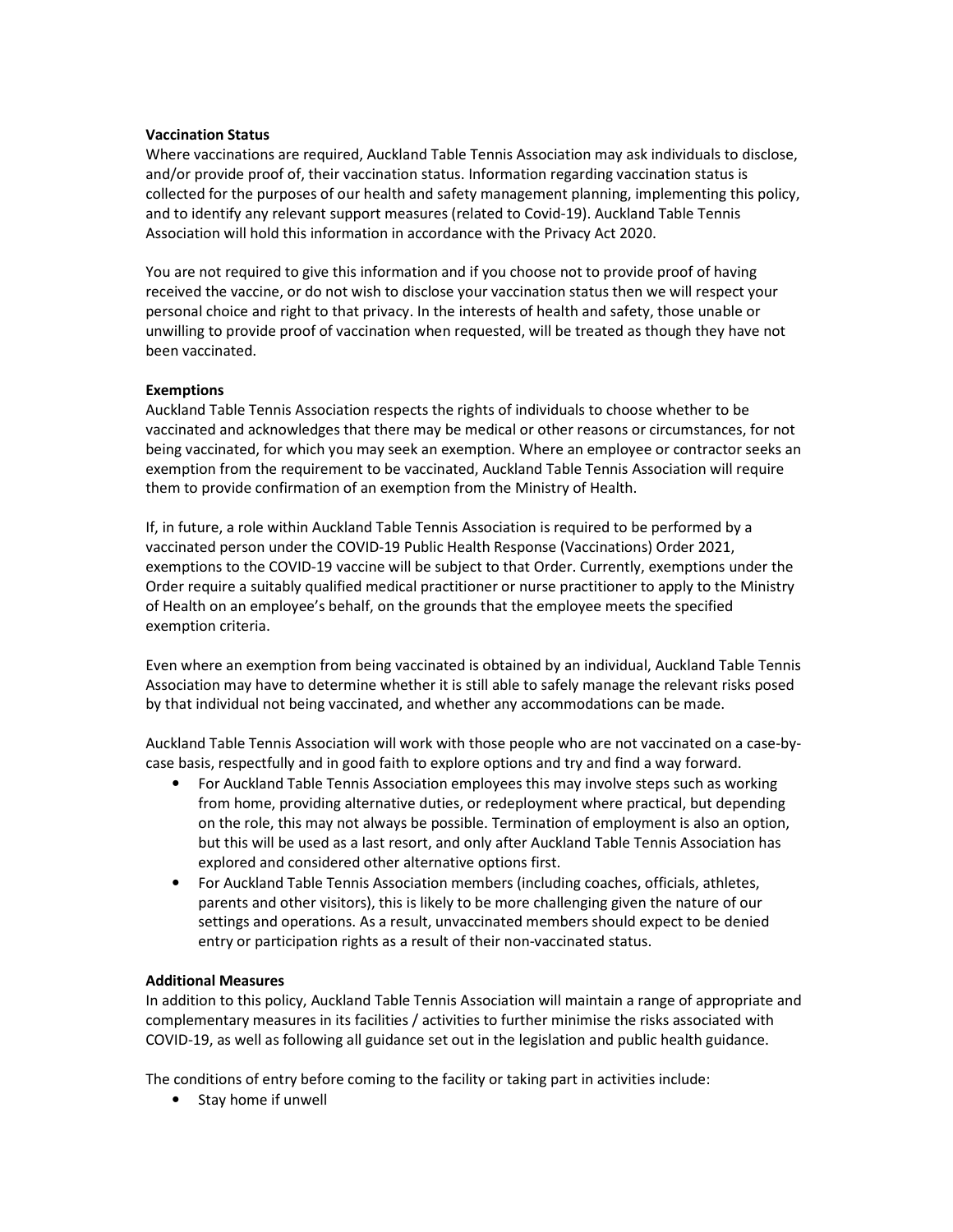**Vaccination Status**

Where vaccinations are required, Auckland Table Tennis Association may ask individuals to disclose, and/or provide proof of, their vaccination status. Information regarding vaccination status is collected for the purposes of our health and safety management planning, implementing this policy, and to identify any relevant support measures (related to Covid-19). Auckland Table Tennis Association will hold this information in accordance with the Privacy Act 2020.

You are not required to give this information and if you choose not to provide proof of having received the vaccine, or do not wish to disclose your vaccination status then we will respect your personal choice and right to that privacy. In the interests of health and safety, those unable or unwilling to provide proof of vaccination when requested, will be treated as though they have not been vaccinated.

**Exemptions**

Auckland Table Tennis Association respects the rights of individuals to choose whether to be vaccinated and acknowledges that there may be medical or other reasons or circumstances, for not being vaccinated, for which you may seek an exemption. Where an employee or contractor seeks an exemption from the requirement to be vaccinated, Auckland Table Tennis Association will require them to provide confirmation of an exemption from the Ministry of Health.

If, in future, a role within Auckland Table Tennis Association is required to be performed by a vaccinated person under the COVID-19 Public Health Response (Vaccinations) Order 2021, exemptions to the COVID-19 vaccine will be subject to that Order. Currently, exemptions under the Order require a suitably qualified medical practitioner or nurse practitioner to apply to the Ministry of Health on an employee's behalf, on the grounds that the employee meets the specified exemption criteria.

Even where an exemption from being vaccinated is obtained by an individual, Auckland Table Tennis Association may have to determine whether it is still able to safely manage the relevant risks posed by that individual not being vaccinated, and whether any accommodations can be made.

Auckland Table Tennis Association will work with those people who are not vaccinated on a case-by-case basis, respectfully and in good faith to explore options and try and find a way forward.

- For Auckland Table Tennis Association employees this may involve steps such as working from home, providing alternative duties, or redeployment where practical, but depending on the role, this may not always be possible. Termination of employment is also an option, but this will be used as a last resort, and only after Auckland Table Tennis Association has explored and considered other alternative options first.
- For Auckland Table Tennis Association members (including coaches, officials, athletes, parents and other visitors), this is likely to be more challenging given the nature of our settings and operations. As a result, unvaccinated members should expect to be denied entry or participation rights as a result of their non-vaccinated status.

**Additional Measures**

In addition to this policy, Auckland Table Tennis Association will maintain a range of appropriate and complementary measures in its facilities / activities to further minimise the risks associated with COVID-19, as well as following all guidance set out in the legislation and public health guidance.

The conditions of entry before coming to the facility or taking part in activities include:

- Stay home if unwell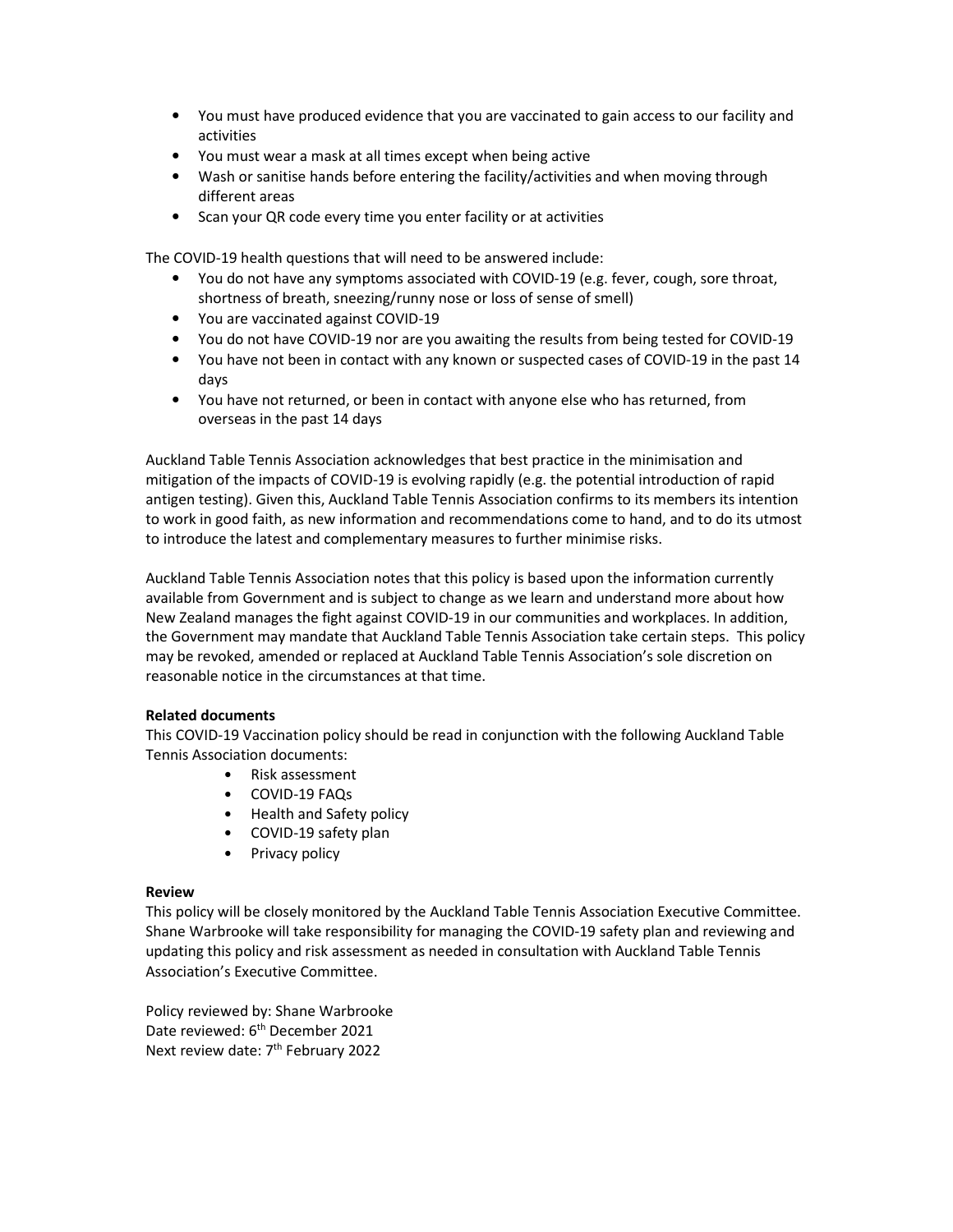- You must have produced evidence that you are vaccinated to gain access to our facility and activities
- You must wear a mask at all times except when being active
- Wash or sanitise hands before entering the facility/activities and when moving through different areas
- Scan your QR code every time you enter facility or at activities

The COVID-19 health questions that will need to be answered include:

- You do not have any symptoms associated with COVID-19 (e.g. fever, cough, sore throat, shortness of breath, sneezing/runny nose or loss of sense of smell)
- You are vaccinated against COVID-19
- You do not have COVID-19 nor are you awaiting the results from being tested for COVID-19
- You have not been in contact with any known or suspected cases of COVID-19 in the past 14 days
- You have not returned, or been in contact with anyone else who has returned, from overseas in the past 14 days

Auckland Table Tennis Association acknowledges that best practice in the minimisation and mitigation of the impacts of COVID-19 is evolving rapidly (e.g. the potential introduction of rapid antigen testing). Given this, Auckland Table Tennis Association confirms to its members its intention to work in good faith, as new information and recommendations come to hand, and to do its utmost to introduce the latest and complementary measures to further minimise risks.

Auckland Table Tennis Association notes that this policy is based upon the information currently available from Government and is subject to change as we learn and understand more about how New Zealand manages the fight against COVID-19 in our communities and workplaces. In addition, the Government may mandate that Auckland Table Tennis Association take certain steps. This policy may be revoked, amended or replaced at Auckland Table Tennis Association's sole discretion on reasonable notice in the circumstances at that time.

**Related documents**

This COVID-19 Vaccination policy should be read in conjunction with the following Auckland Table Tennis Association documents:

- Risk assessment
- COVID-19 FAQs
- Health and Safety policy
- COVID-19 safety plan
- Privacy policy

**Review**

This policy will be closely monitored by the Auckland Table Tennis Association Executive Committee. Shane Warbrooke will take responsibility for managing the COVID-19 safety plan and reviewing and updating this policy and risk assessment as needed in consultation with Auckland Table Tennis Association's Executive Committee.

Policy reviewed by: Shane Warbrooke
Date reviewed: 6th December 2021
Next review date: 7th February 2022